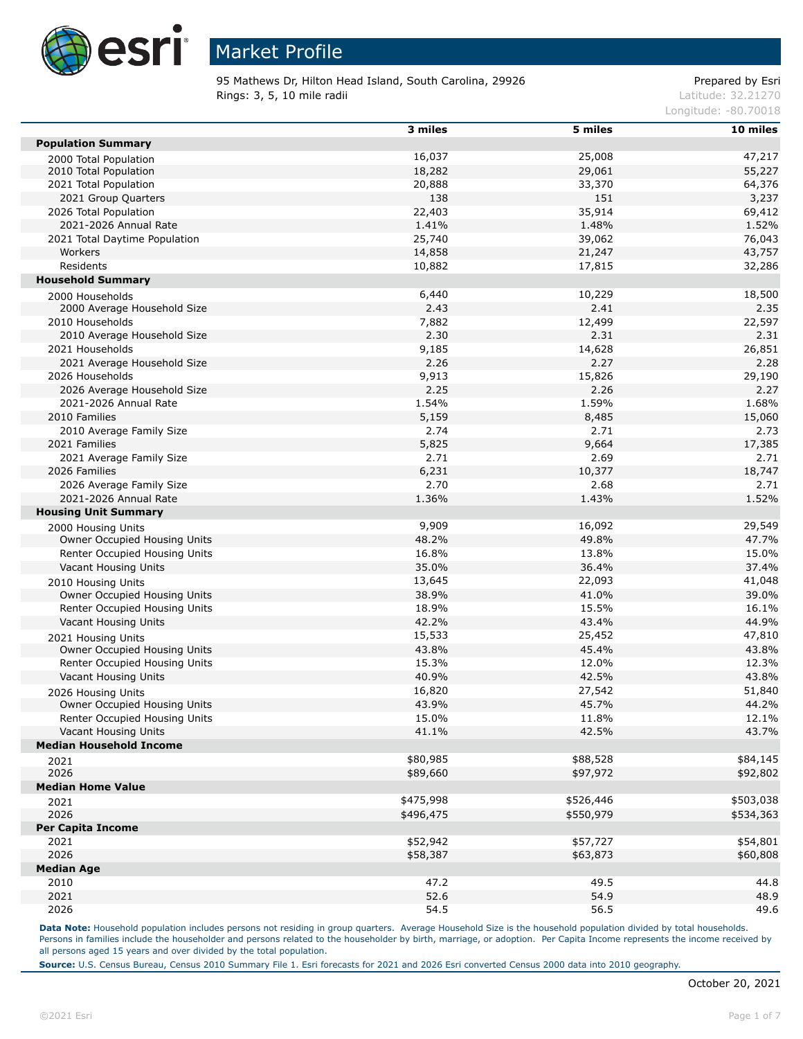# Market Profile

95 Mathews Dr, Hilton Head Island, South Carolina, 29926
Rings: 3, 5, 10 mile radii

Prepared by Esri
Latitude: 32.21270
Longitude: -80.70018

| | 3 miles | 5 miles | 10 miles |
|---|---|---|---|
| **Population Summary** | | | |
| 2000 Total Population | 16,037 | 25,008 | 47,217 |
| 2010 Total Population | 18,282 | 29,061 | 55,227 |
| 2021 Total Population | 20,888 | 33,370 | 64,376 |
| 2021 Group Quarters | 138 | 151 | 3,237 |
| 2026 Total Population | 22,403 | 35,914 | 69,412 |
| 2021-2026 Annual Rate | 1.41% | 1.48% | 1.52% |
| 2021 Total Daytime Population | 25,740 | 39,062 | 76,043 |
| Workers | 14,858 | 21,247 | 43,757 |
| Residents | 10,882 | 17,815 | 32,286 |
| **Household Summary** | | | |
| 2000 Households | 6,440 | 10,229 | 18,500 |
| 2000 Average Household Size | 2.43 | 2.41 | 2.35 |
| 2010 Households | 7,882 | 12,499 | 22,597 |
| 2010 Average Household Size | 2.30 | 2.31 | 2.31 |
| 2021 Households | 9,185 | 14,628 | 26,851 |
| 2021 Average Household Size | 2.26 | 2.27 | 2.28 |
| 2026 Households | 9,913 | 15,826 | 29,190 |
| 2026 Average Household Size | 2.25 | 2.26 | 2.27 |
| 2021-2026 Annual Rate | 1.54% | 1.59% | 1.68% |
| 2010 Families | 5,159 | 8,485 | 15,060 |
| 2010 Average Family Size | 2.74 | 2.71 | 2.73 |
| 2021 Families | 5,825 | 9,664 | 17,385 |
| 2021 Average Family Size | 2.71 | 2.69 | 2.71 |
| 2026 Families | 6,231 | 10,377 | 18,747 |
| 2026 Average Family Size | 2.70 | 2.68 | 2.71 |
| 2021-2026 Annual Rate | 1.36% | 1.43% | 1.52% |
| **Housing Unit Summary** | | | |
| 2000 Housing Units | 9,909 | 16,092 | 29,549 |
| Owner Occupied Housing Units | 48.2% | 49.8% | 47.7% |
| Renter Occupied Housing Units | 16.8% | 13.8% | 15.0% |
| Vacant Housing Units | 35.0% | 36.4% | 37.4% |
| 2010 Housing Units | 13,645 | 22,093 | 41,048 |
| Owner Occupied Housing Units | 38.9% | 41.0% | 39.0% |
| Renter Occupied Housing Units | 18.9% | 15.5% | 16.1% |
| Vacant Housing Units | 42.2% | 43.4% | 44.9% |
| 2021 Housing Units | 15,533 | 25,452 | 47,810 |
| Owner Occupied Housing Units | 43.8% | 45.4% | 43.8% |
| Renter Occupied Housing Units | 15.3% | 12.0% | 12.3% |
| Vacant Housing Units | 40.9% | 42.5% | 43.8% |
| 2026 Housing Units | 16,820 | 27,542 | 51,840 |
| Owner Occupied Housing Units | 43.9% | 45.7% | 44.2% |
| Renter Occupied Housing Units | 15.0% | 11.8% | 12.1% |
| Vacant Housing Units | 41.1% | 42.5% | 43.7% |
| **Median Household Income** | | | |
| 2021 | $80,985 | $88,528 | $84,145 |
| 2026 | $89,660 | $97,972 | $92,802 |
| **Median Home Value** | | | |
| 2021 | $475,998 | $526,446 | $503,038 |
| 2026 | $496,475 | $550,979 | $534,363 |
| **Per Capita Income** | | | |
| 2021 | $52,942 | $57,727 | $54,801 |
| 2026 | $58,387 | $63,873 | $60,808 |
| **Median Age** | | | |
| 2010 | 47.2 | 49.5 | 44.8 |
| 2021 | 52.6 | 54.9 | 48.9 |
| 2026 | 54.5 | 56.5 | 49.6 |

**Data Note:** Household population includes persons not residing in group quarters. Average Household Size is the household population divided by total households. Persons in families include the householder and persons related to the householder by birth, marriage, or adoption. Per Capita Income represents the income received by all persons aged 15 years and over divided by the total population.

**Source:** U.S. Census Bureau, Census 2010 Summary File 1. Esri forecasts for 2021 and 2026 Esri converted Census 2000 data into 2010 geography.

October 20, 2021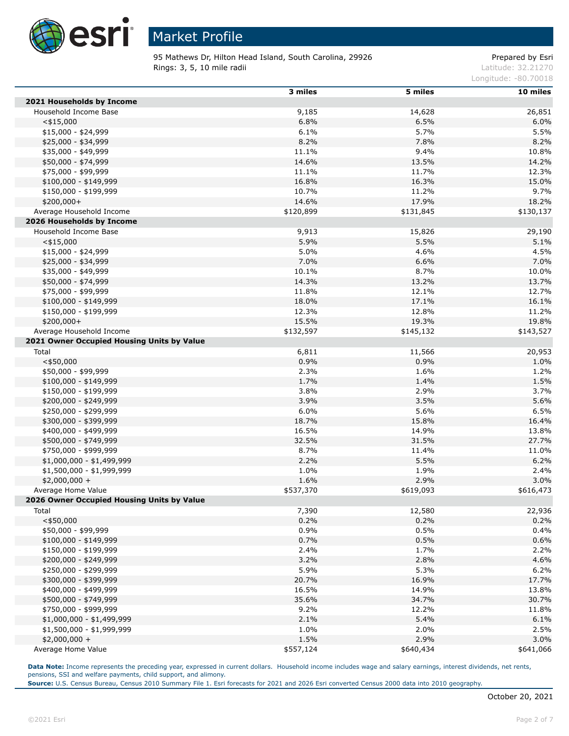# Market Profile

95 Mathews Dr, Hilton Head Island, South Carolina, 29926
Rings: 3, 5, 10 mile radii

Prepared by Esri
Latitude: 32.21270
Longitude: -80.70018

| | 3 miles | 5 miles | 10 miles |
|---|---|---|---|
| **2021 Households by Income** | | | |
| Household Income Base | 9,185 | 14,628 | 26,851 |
| <$15,000 | 6.8% | 6.5% | 6.0% |
| $15,000 - $24,999 | 6.1% | 5.7% | 5.5% |
| $25,000 - $34,999 | 8.2% | 7.8% | 8.2% |
| $35,000 - $49,999 | 11.1% | 9.4% | 10.8% |
| $50,000 - $74,999 | 14.6% | 13.5% | 14.2% |
| $75,000 - $99,999 | 11.1% | 11.7% | 12.3% |
| $100,000 - $149,999 | 16.8% | 16.3% | 15.0% |
| $150,000 - $199,999 | 10.7% | 11.2% | 9.7% |
| $200,000+ | 14.6% | 17.9% | 18.2% |
| Average Household Income | $120,899 | $131,845 | $130,137 |
| **2026 Households by Income** | | | |
| Household Income Base | 9,913 | 15,826 | 29,190 |
| <$15,000 | 5.9% | 5.5% | 5.1% |
| $15,000 - $24,999 | 5.0% | 4.6% | 4.5% |
| $25,000 - $34,999 | 7.0% | 6.6% | 7.0% |
| $35,000 - $49,999 | 10.1% | 8.7% | 10.0% |
| $50,000 - $74,999 | 14.3% | 13.2% | 13.7% |
| $75,000 - $99,999 | 11.8% | 12.1% | 12.7% |
| $100,000 - $149,999 | 18.0% | 17.1% | 16.1% |
| $150,000 - $199,999 | 12.3% | 12.8% | 11.2% |
| $200,000+ | 15.5% | 19.3% | 19.8% |
| Average Household Income | $132,597 | $145,132 | $143,527 |
| **2021 Owner Occupied Housing Units by Value** | | | |
| Total | 6,811 | 11,566 | 20,953 |
| <$50,000 | 0.9% | 0.9% | 1.0% |
| $50,000 - $99,999 | 2.3% | 1.6% | 1.2% |
| $100,000 - $149,999 | 1.7% | 1.4% | 1.5% |
| $150,000 - $199,999 | 3.8% | 2.9% | 3.7% |
| $200,000 - $249,999 | 3.9% | 3.5% | 5.6% |
| $250,000 - $299,999 | 6.0% | 5.6% | 6.5% |
| $300,000 - $399,999 | 18.7% | 15.8% | 16.4% |
| $400,000 - $499,999 | 16.5% | 14.9% | 13.8% |
| $500,000 - $749,999 | 32.5% | 31.5% | 27.7% |
| $750,000 - $999,999 | 8.7% | 11.4% | 11.0% |
| $1,000,000 - $1,499,999 | 2.2% | 5.5% | 6.2% |
| $1,500,000 - $1,999,999 | 1.0% | 1.9% | 2.4% |
| $2,000,000 + | 1.6% | 2.9% | 3.0% |
| Average Home Value | $537,370 | $619,093 | $616,473 |
| **2026 Owner Occupied Housing Units by Value** | | | |
| Total | 7,390 | 12,580 | 22,936 |
| <$50,000 | 0.2% | 0.2% | 0.2% |
| $50,000 - $99,999 | 0.9% | 0.5% | 0.4% |
| $100,000 - $149,999 | 0.7% | 0.5% | 0.6% |
| $150,000 - $199,999 | 2.4% | 1.7% | 2.2% |
| $200,000 - $249,999 | 3.2% | 2.8% | 4.6% |
| $250,000 - $299,999 | 5.9% | 5.3% | 6.2% |
| $300,000 - $399,999 | 20.7% | 16.9% | 17.7% |
| $400,000 - $499,999 | 16.5% | 14.9% | 13.8% |
| $500,000 - $749,999 | 35.6% | 34.7% | 30.7% |
| $750,000 - $999,999 | 9.2% | 12.2% | 11.8% |
| $1,000,000 - $1,499,999 | 2.1% | 5.4% | 6.1% |
| $1,500,000 - $1,999,999 | 1.0% | 2.0% | 2.5% |
| $2,000,000 + | 1.5% | 2.9% | 3.0% |
| Average Home Value | $557,124 | $640,434 | $641,066 |

**Data Note:** Income represents the preceding year, expressed in current dollars. Household income includes wage and salary earnings, interest dividends, net rents, pensions, SSI and welfare payments, child support, and alimony.
**Source:** U.S. Census Bureau, Census 2010 Summary File 1. Esri forecasts for 2021 and 2026 Esri converted Census 2000 data into 2010 geography.

October 20, 2021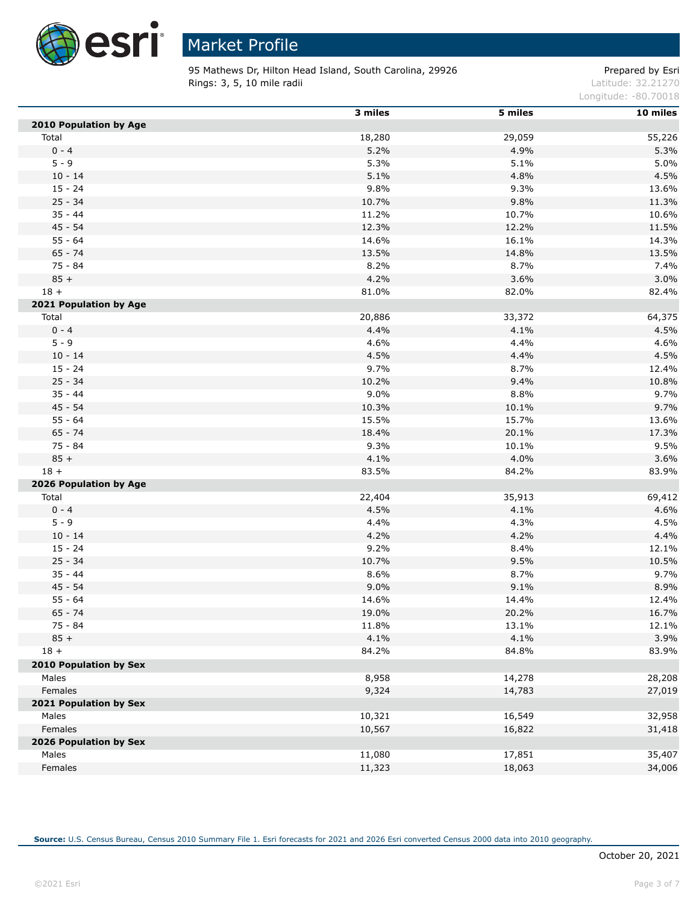# Market Profile

95 Mathews Dr, Hilton Head Island, South Carolina, 29926
Rings: 3, 5, 10 mile radii

Prepared by Esri
Latitude: 32.21270
Longitude: -80.70018

| | 3 miles | 5 miles | 10 miles |
|---|---|---|---|
| **2010 Population by Age** | | | |
| Total | 18,280 | 29,059 | 55,226 |
| 0 - 4 | 5.2% | 4.9% | 5.3% |
| 5 - 9 | 5.3% | 5.1% | 5.0% |
| 10 - 14 | 5.1% | 4.8% | 4.5% |
| 15 - 24 | 9.8% | 9.3% | 13.6% |
| 25 - 34 | 10.7% | 9.8% | 11.3% |
| 35 - 44 | 11.2% | 10.7% | 10.6% |
| 45 - 54 | 12.3% | 12.2% | 11.5% |
| 55 - 64 | 14.6% | 16.1% | 14.3% |
| 65 - 74 | 13.5% | 14.8% | 13.5% |
| 75 - 84 | 8.2% | 8.7% | 7.4% |
| 85 + | 4.2% | 3.6% | 3.0% |
| 18 + | 81.0% | 82.0% | 82.4% |
| **2021 Population by Age** | | | |
| Total | 20,886 | 33,372 | 64,375 |
| 0 - 4 | 4.4% | 4.1% | 4.5% |
| 5 - 9 | 4.6% | 4.4% | 4.6% |
| 10 - 14 | 4.5% | 4.4% | 4.5% |
| 15 - 24 | 9.7% | 8.7% | 12.4% |
| 25 - 34 | 10.2% | 9.4% | 10.8% |
| 35 - 44 | 9.0% | 8.8% | 9.7% |
| 45 - 54 | 10.3% | 10.1% | 9.7% |
| 55 - 64 | 15.5% | 15.7% | 13.6% |
| 65 - 74 | 18.4% | 20.1% | 17.3% |
| 75 - 84 | 9.3% | 10.1% | 9.5% |
| 85 + | 4.1% | 4.0% | 3.6% |
| 18 + | 83.5% | 84.2% | 83.9% |
| **2026 Population by Age** | | | |
| Total | 22,404 | 35,913 | 69,412 |
| 0 - 4 | 4.5% | 4.1% | 4.6% |
| 5 - 9 | 4.4% | 4.3% | 4.5% |
| 10 - 14 | 4.2% | 4.2% | 4.4% |
| 15 - 24 | 9.2% | 8.4% | 12.1% |
| 25 - 34 | 10.7% | 9.5% | 10.5% |
| 35 - 44 | 8.6% | 8.7% | 9.7% |
| 45 - 54 | 9.0% | 9.1% | 8.9% |
| 55 - 64 | 14.6% | 14.4% | 12.4% |
| 65 - 74 | 19.0% | 20.2% | 16.7% |
| 75 - 84 | 11.8% | 13.1% | 12.1% |
| 85 + | 4.1% | 4.1% | 3.9% |
| 18 + | 84.2% | 84.8% | 83.9% |
| **2010 Population by Sex** | | | |
| Males | 8,958 | 14,278 | 28,208 |
| Females | 9,324 | 14,783 | 27,019 |
| **2021 Population by Sex** | | | |
| Males | 10,321 | 16,549 | 32,958 |
| Females | 10,567 | 16,822 | 31,418 |
| **2026 Population by Sex** | | | |
| Males | 11,080 | 17,851 | 35,407 |
| Females | 11,323 | 18,063 | 34,006 |

**Source:** U.S. Census Bureau, Census 2010 Summary File 1. Esri forecasts for 2021 and 2026 Esri converted Census 2000 data into 2010 geography.

October 20, 2021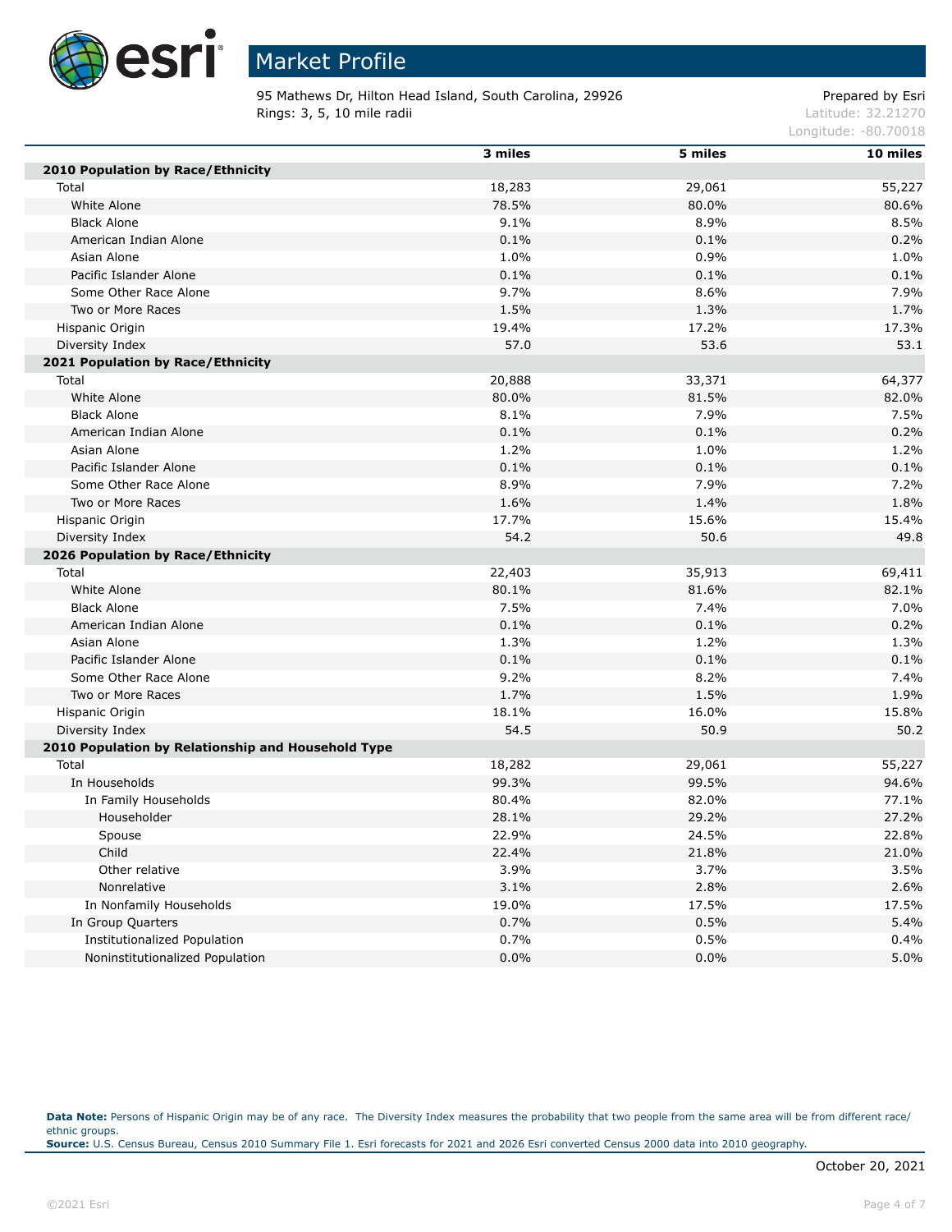# Market Profile

95 Mathews Dr, Hilton Head Island, South Carolina, 29926
Rings: 3, 5, 10 mile radii

Prepared by Esri
Latitude: 32.21270
Longitude: -80.70018

| | 3 miles | 5 miles | 10 miles |
|---|---|---|---|
| **2010 Population by Race/Ethnicity** | | | |
| Total | 18,283 | 29,061 | 55,227 |
| White Alone | 78.5% | 80.0% | 80.6% |
| Black Alone | 9.1% | 8.9% | 8.5% |
| American Indian Alone | 0.1% | 0.1% | 0.2% |
| Asian Alone | 1.0% | 0.9% | 1.0% |
| Pacific Islander Alone | 0.1% | 0.1% | 0.1% |
| Some Other Race Alone | 9.7% | 8.6% | 7.9% |
| Two or More Races | 1.5% | 1.3% | 1.7% |
| Hispanic Origin | 19.4% | 17.2% | 17.3% |
| Diversity Index | 57.0 | 53.6 | 53.1 |
| **2021 Population by Race/Ethnicity** | | | |
| Total | 20,888 | 33,371 | 64,377 |
| White Alone | 80.0% | 81.5% | 82.0% |
| Black Alone | 8.1% | 7.9% | 7.5% |
| American Indian Alone | 0.1% | 0.1% | 0.2% |
| Asian Alone | 1.2% | 1.0% | 1.2% |
| Pacific Islander Alone | 0.1% | 0.1% | 0.1% |
| Some Other Race Alone | 8.9% | 7.9% | 7.2% |
| Two or More Races | 1.6% | 1.4% | 1.8% |
| Hispanic Origin | 17.7% | 15.6% | 15.4% |
| Diversity Index | 54.2 | 50.6 | 49.8 |
| **2026 Population by Race/Ethnicity** | | | |
| Total | 22,403 | 35,913 | 69,411 |
| White Alone | 80.1% | 81.6% | 82.1% |
| Black Alone | 7.5% | 7.4% | 7.0% |
| American Indian Alone | 0.1% | 0.1% | 0.2% |
| Asian Alone | 1.3% | 1.2% | 1.3% |
| Pacific Islander Alone | 0.1% | 0.1% | 0.1% |
| Some Other Race Alone | 9.2% | 8.2% | 7.4% |
| Two or More Races | 1.7% | 1.5% | 1.9% |
| Hispanic Origin | 18.1% | 16.0% | 15.8% |
| Diversity Index | 54.5 | 50.9 | 50.2 |
| **2010 Population by Relationship and Household Type** | | | |
| Total | 18,282 | 29,061 | 55,227 |
| In Households | 99.3% | 99.5% | 94.6% |
| In Family Households | 80.4% | 82.0% | 77.1% |
| Householder | 28.1% | 29.2% | 27.2% |
| Spouse | 22.9% | 24.5% | 22.8% |
| Child | 22.4% | 21.8% | 21.0% |
| Other relative | 3.9% | 3.7% | 3.5% |
| Nonrelative | 3.1% | 2.8% | 2.6% |
| In Nonfamily Households | 19.0% | 17.5% | 17.5% |
| In Group Quarters | 0.7% | 0.5% | 5.4% |
| Institutionalized Population | 0.7% | 0.5% | 0.4% |
| Noninstitutionalized Population | 0.0% | 0.0% | 5.0% |

**Data Note:** Persons of Hispanic Origin may be of any race. The Diversity Index measures the probability that two people from the same area will be from different race/ethnic groups.
**Source:** U.S. Census Bureau, Census 2010 Summary File 1. Esri forecasts for 2021 and 2026 Esri converted Census 2000 data into 2010 geography.

October 20, 2021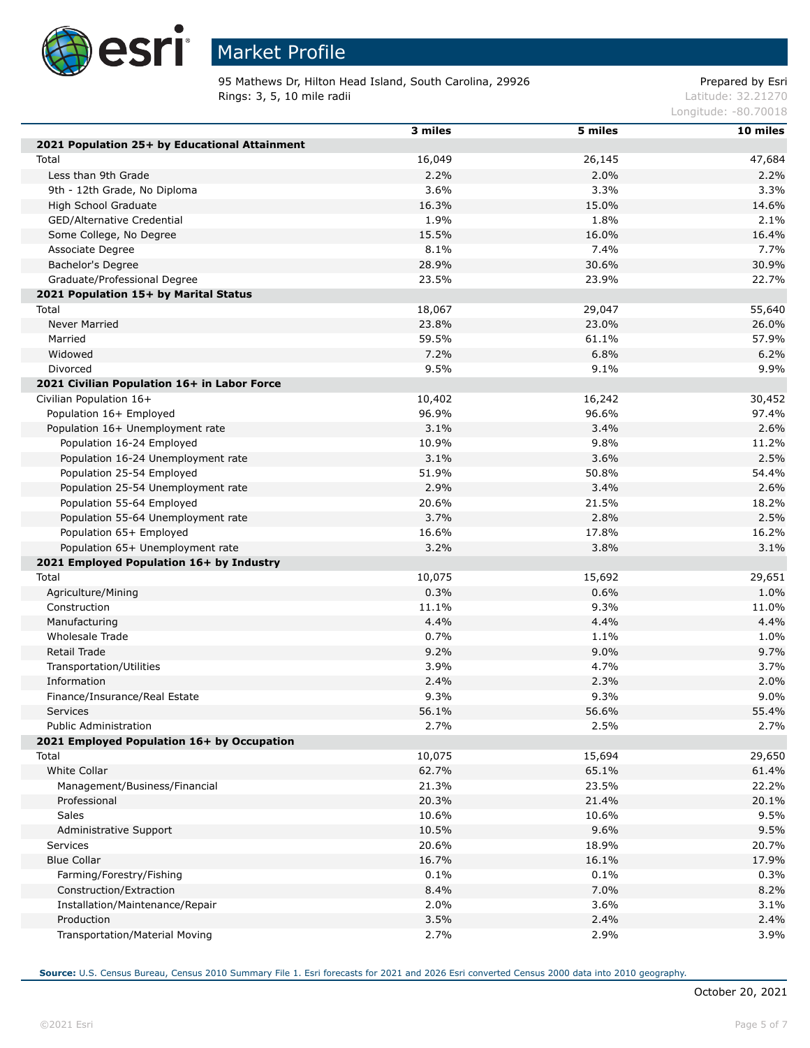# Market Profile

95 Mathews Dr, Hilton Head Island, South Carolina, 29926
Rings: 3, 5, 10 mile radii

Prepared by Esri
Latitude: 32.21270
Longitude: -80.70018

| | 3 miles | 5 miles | 10 miles |
|---|---|---|---|
| **2021 Population 25+ by Educational Attainment** | | | |
| Total | 16,049 | 26,145 | 47,684 |
| Less than 9th Grade | 2.2% | 2.0% | 2.2% |
| 9th - 12th Grade, No Diploma | 3.6% | 3.3% | 3.3% |
| High School Graduate | 16.3% | 15.0% | 14.6% |
| GED/Alternative Credential | 1.9% | 1.8% | 2.1% |
| Some College, No Degree | 15.5% | 16.0% | 16.4% |
| Associate Degree | 8.1% | 7.4% | 7.7% |
| Bachelor's Degree | 28.9% | 30.6% | 30.9% |
| Graduate/Professional Degree | 23.5% | 23.9% | 22.7% |
| **2021 Population 15+ by Marital Status** | | | |
| Total | 18,067 | 29,047 | 55,640 |
| Never Married | 23.8% | 23.0% | 26.0% |
| Married | 59.5% | 61.1% | 57.9% |
| Widowed | 7.2% | 6.8% | 6.2% |
| Divorced | 9.5% | 9.1% | 9.9% |
| **2021 Civilian Population 16+ in Labor Force** | | | |
| Civilian Population 16+ | 10,402 | 16,242 | 30,452 |
| Population 16+ Employed | 96.9% | 96.6% | 97.4% |
| Population 16+ Unemployment rate | 3.1% | 3.4% | 2.6% |
| Population 16-24 Employed | 10.9% | 9.8% | 11.2% |
| Population 16-24 Unemployment rate | 3.1% | 3.6% | 2.5% |
| Population 25-54 Employed | 51.9% | 50.8% | 54.4% |
| Population 25-54 Unemployment rate | 2.9% | 3.4% | 2.6% |
| Population 55-64 Employed | 20.6% | 21.5% | 18.2% |
| Population 55-64 Unemployment rate | 3.7% | 2.8% | 2.5% |
| Population 65+ Employed | 16.6% | 17.8% | 16.2% |
| Population 65+ Unemployment rate | 3.2% | 3.8% | 3.1% |
| **2021 Employed Population 16+ by Industry** | | | |
| Total | 10,075 | 15,692 | 29,651 |
| Agriculture/Mining | 0.3% | 0.6% | 1.0% |
| Construction | 11.1% | 9.3% | 11.0% |
| Manufacturing | 4.4% | 4.4% | 4.4% |
| Wholesale Trade | 0.7% | 1.1% | 1.0% |
| Retail Trade | 9.2% | 9.0% | 9.7% |
| Transportation/Utilities | 3.9% | 4.7% | 3.7% |
| Information | 2.4% | 2.3% | 2.0% |
| Finance/Insurance/Real Estate | 9.3% | 9.3% | 9.0% |
| Services | 56.1% | 56.6% | 55.4% |
| Public Administration | 2.7% | 2.5% | 2.7% |
| **2021 Employed Population 16+ by Occupation** | | | |
| Total | 10,075 | 15,694 | 29,650 |
| White Collar | 62.7% | 65.1% | 61.4% |
| Management/Business/Financial | 21.3% | 23.5% | 22.2% |
| Professional | 20.3% | 21.4% | 20.1% |
| Sales | 10.6% | 10.6% | 9.5% |
| Administrative Support | 10.5% | 9.6% | 9.5% |
| Services | 20.6% | 18.9% | 20.7% |
| Blue Collar | 16.7% | 16.1% | 17.9% |
| Farming/Forestry/Fishing | 0.1% | 0.1% | 0.3% |
| Construction/Extraction | 8.4% | 7.0% | 8.2% |
| Installation/Maintenance/Repair | 2.0% | 3.6% | 3.1% |
| Production | 3.5% | 2.4% | 2.4% |
| Transportation/Material Moving | 2.7% | 2.9% | 3.9% |

**Source:** U.S. Census Bureau, Census 2010 Summary File 1. Esri forecasts for 2021 and 2026 Esri converted Census 2000 data into 2010 geography.

October 20, 2021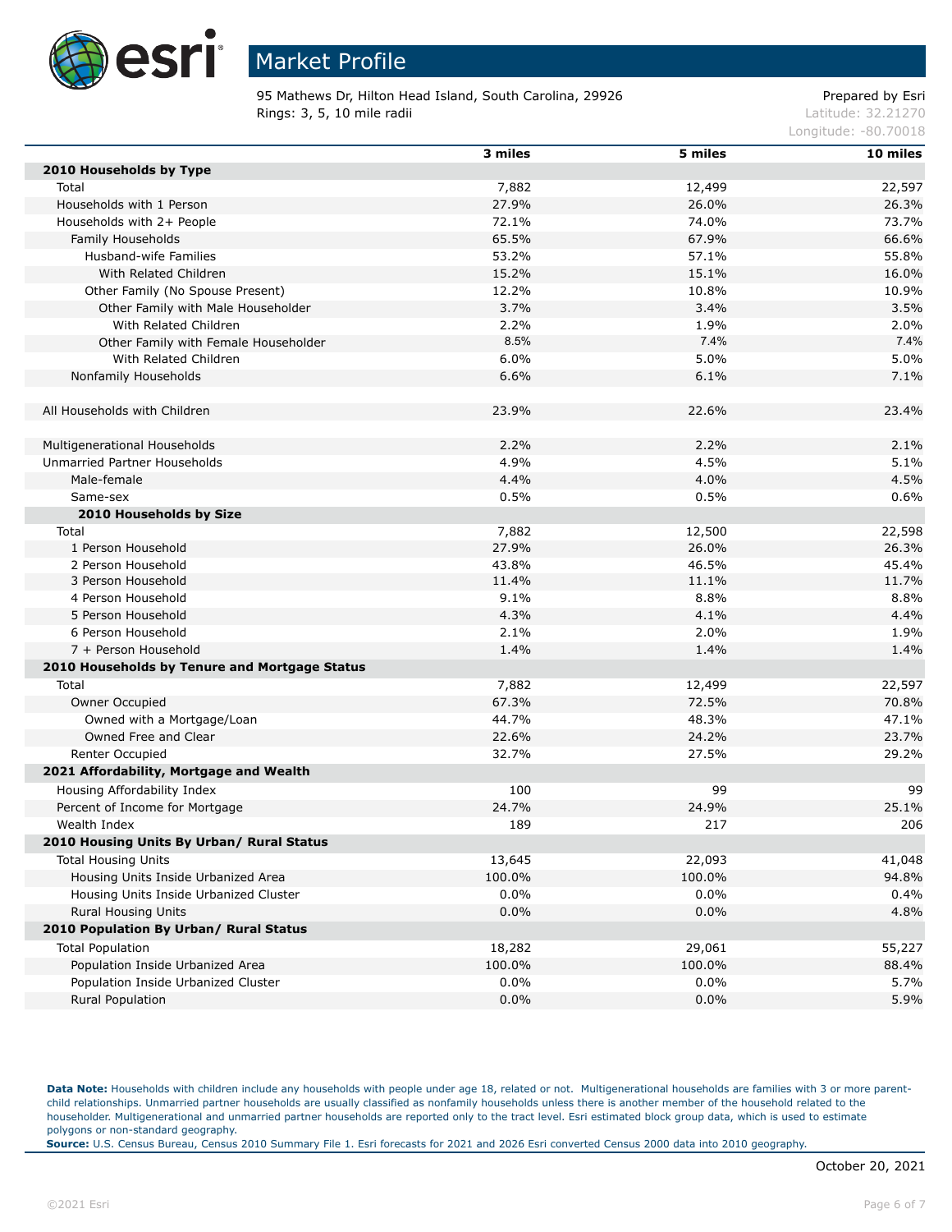# Market Profile

95 Mathews Dr, Hilton Head Island, South Carolina, 29926
Rings: 3, 5, 10 mile radii

Prepared by Esri
Latitude: 32.21270
Longitude: -80.70018

| | 3 miles | 5 miles | 10 miles |
|---|---|---|---|
| **2010 Households by Type** | | | |
| Total | 7,882 | 12,499 | 22,597 |
| Households with 1 Person | 27.9% | 26.0% | 26.3% |
| Households with 2+ People | 72.1% | 74.0% | 73.7% |
| Family Households | 65.5% | 67.9% | 66.6% |
| Husband-wife Families | 53.2% | 57.1% | 55.8% |
| With Related Children | 15.2% | 15.1% | 16.0% |
| Other Family (No Spouse Present) | 12.2% | 10.8% | 10.9% |
| Other Family with Male Householder | 3.7% | 3.4% | 3.5% |
| With Related Children | 2.2% | 1.9% | 2.0% |
| Other Family with Female Householder | 8.5% | 7.4% | 7.4% |
| With Related Children | 6.0% | 5.0% | 5.0% |
| Nonfamily Households | 6.6% | 6.1% | 7.1% |
| | | | |
| All Households with Children | 23.9% | 22.6% | 23.4% |
| | | | |
| Multigenerational Households | 2.2% | 2.2% | 2.1% |
| Unmarried Partner Households | 4.9% | 4.5% | 5.1% |
| Male-female | 4.4% | 4.0% | 4.5% |
| Same-sex | 0.5% | 0.5% | 0.6% |
| **2010 Households by Size** | | | |
| Total | 7,882 | 12,500 | 22,598 |
| 1 Person Household | 27.9% | 26.0% | 26.3% |
| 2 Person Household | 43.8% | 46.5% | 45.4% |
| 3 Person Household | 11.4% | 11.1% | 11.7% |
| 4 Person Household | 9.1% | 8.8% | 8.8% |
| 5 Person Household | 4.3% | 4.1% | 4.4% |
| 6 Person Household | 2.1% | 2.0% | 1.9% |
| 7 + Person Household | 1.4% | 1.4% | 1.4% |
| **2010 Households by Tenure and Mortgage Status** | | | |
| Total | 7,882 | 12,499 | 22,597 |
| Owner Occupied | 67.3% | 72.5% | 70.8% |
| Owned with a Mortgage/Loan | 44.7% | 48.3% | 47.1% |
| Owned Free and Clear | 22.6% | 24.2% | 23.7% |
| Renter Occupied | 32.7% | 27.5% | 29.2% |
| **2021 Affordability, Mortgage and Wealth** | | | |
| Housing Affordability Index | 100 | 99 | 99 |
| Percent of Income for Mortgage | 24.7% | 24.9% | 25.1% |
| Wealth Index | 189 | 217 | 206 |
| **2010 Housing Units By Urban/ Rural Status** | | | |
| Total Housing Units | 13,645 | 22,093 | 41,048 |
| Housing Units Inside Urbanized Area | 100.0% | 100.0% | 94.8% |
| Housing Units Inside Urbanized Cluster | 0.0% | 0.0% | 0.4% |
| Rural Housing Units | 0.0% | 0.0% | 4.8% |
| **2010 Population By Urban/ Rural Status** | | | |
| Total Population | 18,282 | 29,061 | 55,227 |
| Population Inside Urbanized Area | 100.0% | 100.0% | 88.4% |
| Population Inside Urbanized Cluster | 0.0% | 0.0% | 5.7% |
| Rural Population | 0.0% | 0.0% | 5.9% |

**Data Note:** Households with children include any households with people under age 18, related or not. Multigenerational households are families with 3 or more parent-child relationships. Unmarried partner households are usually classified as nonfamily households unless there is another member of the household related to the householder. Multigenerational and unmarried partner households are reported only to the tract level. Esri estimated block group data, which is used to estimate polygons or non-standard geography.
**Source:** U.S. Census Bureau, Census 2010 Summary File 1. Esri forecasts for 2021 and 2026 Esri converted Census 2000 data into 2010 geography.

October 20, 2021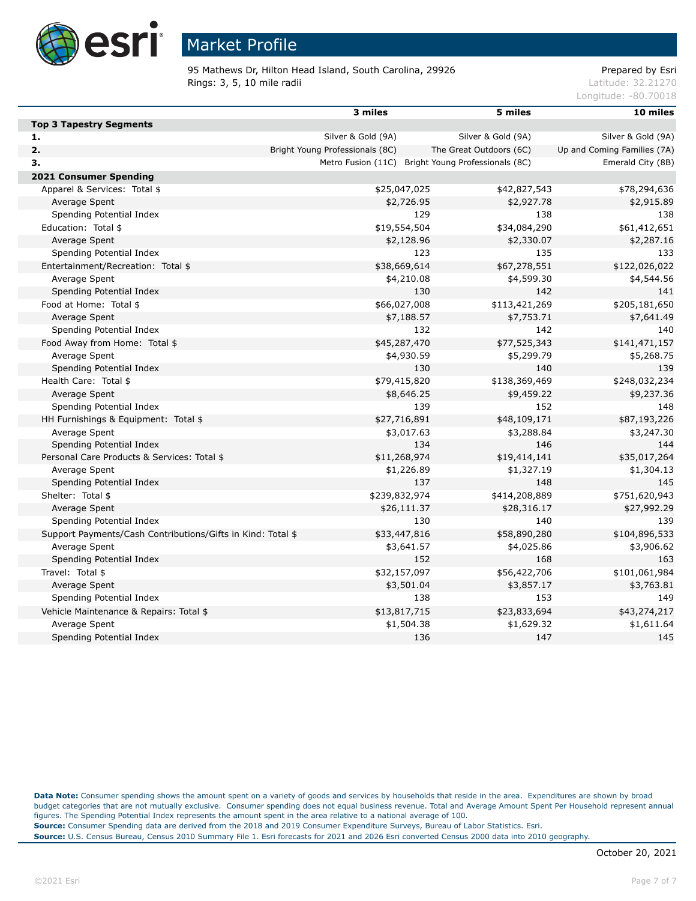# Market Profile

95 Mathews Dr, Hilton Head Island, South Carolina, 29926
Rings: 3, 5, 10 mile radii

Prepared by Esri
Latitude: 32.21270
Longitude: -80.70018

| | 3 miles | 5 miles | 10 miles |
|---|---|---|---|
| **Top 3 Tapestry Segments** | | | |
| **1.** | Silver & Gold (9A) | Silver & Gold (9A) | Silver & Gold (9A) |
| **2.** | Bright Young Professionals (8C) | The Great Outdoors (6C) | Up and Coming Families (7A) |
| **3.** | Metro Fusion (11C) | Bright Young Professionals (8C) | Emerald City (8B) |
| **2021 Consumer Spending** | | | |
| Apparel & Services: Total $ | $25,047,025 | $42,827,543 | $78,294,636 |
| Average Spent | $2,726.95 | $2,927.78 | $2,915.89 |
| Spending Potential Index | 129 | 138 | 138 |
| Education: Total $ | $19,554,504 | $34,084,290 | $61,412,651 |
| Average Spent | $2,128.96 | $2,330.07 | $2,287.16 |
| Spending Potential Index | 123 | 135 | 133 |
| Entertainment/Recreation: Total $ | $38,669,614 | $67,278,551 | $122,026,022 |
| Average Spent | $4,210.08 | $4,599.30 | $4,544.56 |
| Spending Potential Index | 130 | 142 | 141 |
| Food at Home: Total $ | $66,027,008 | $113,421,269 | $205,181,650 |
| Average Spent | $7,188.57 | $7,753.71 | $7,641.49 |
| Spending Potential Index | 132 | 142 | 140 |
| Food Away from Home: Total $ | $45,287,470 | $77,525,343 | $141,471,157 |
| Average Spent | $4,930.59 | $5,299.79 | $5,268.75 |
| Spending Potential Index | 130 | 140 | 139 |
| Health Care: Total $ | $79,415,820 | $138,369,469 | $248,032,234 |
| Average Spent | $8,646.25 | $9,459.22 | $9,237.36 |
| Spending Potential Index | 139 | 152 | 148 |
| HH Furnishings & Equipment: Total $ | $27,716,891 | $48,109,171 | $87,193,226 |
| Average Spent | $3,017.63 | $3,288.84 | $3,247.30 |
| Spending Potential Index | 134 | 146 | 144 |
| Personal Care Products & Services: Total $ | $11,268,974 | $19,414,141 | $35,017,264 |
| Average Spent | $1,226.89 | $1,327.19 | $1,304.13 |
| Spending Potential Index | 137 | 148 | 145 |
| Shelter: Total $ | $239,832,974 | $414,208,889 | $751,620,943 |
| Average Spent | $26,111.37 | $28,316.17 | $27,992.29 |
| Spending Potential Index | 130 | 140 | 139 |
| Support Payments/Cash Contributions/Gifts in Kind: Total $ | $33,447,816 | $58,890,280 | $104,896,533 |
| Average Spent | $3,641.57 | $4,025.86 | $3,906.62 |
| Spending Potential Index | 152 | 168 | 163 |
| Travel: Total $ | $32,157,097 | $56,422,706 | $101,061,984 |
| Average Spent | $3,501.04 | $3,857.17 | $3,763.81 |
| Spending Potential Index | 138 | 153 | 149 |
| Vehicle Maintenance & Repairs: Total $ | $13,817,715 | $23,833,694 | $43,274,217 |
| Average Spent | $1,504.38 | $1,629.32 | $1,611.64 |
| Spending Potential Index | 136 | 147 | 145 |

**Data Note:** Consumer spending shows the amount spent on a variety of goods and services by households that reside in the area. Expenditures are shown by broad budget categories that are not mutually exclusive. Consumer spending does not equal business revenue. Total and Average Amount Spent Per Household represent annual figures. The Spending Potential Index represents the amount spent in the area relative to a national average of 100.
**Source:** Consumer Spending data are derived from the 2018 and 2019 Consumer Expenditure Surveys, Bureau of Labor Statistics. Esri.
**Source:** U.S. Census Bureau, Census 2010 Summary File 1. Esri forecasts for 2021 and 2026 Esri converted Census 2000 data into 2010 geography.

October 20, 2021